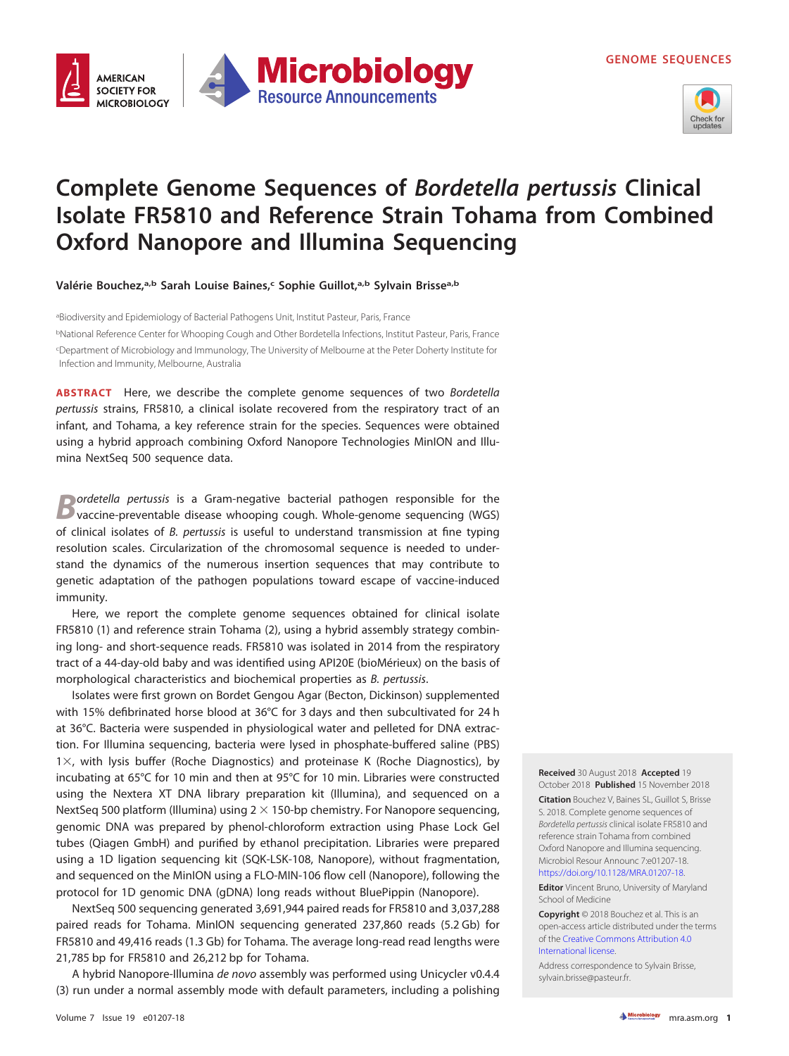GENOME SEQUENCES

# Complete Genome Sequences of *Bordetella pertussis* Clinical Isolate FR5810 and Reference Strain Tohama from Combined Oxford Nanopore and Illumina Sequencing

**Valérie Bouchez,[a,b] Sarah Louise Baines,[c] Sophie Guillot,[a,b] Sylvain Brisse[a,b]**

[a]Biodiversity and Epidemiology of Bacterial Pathogens Unit, Institut Pasteur, Paris, France

[b]National Reference Center for Whooping Cough and Other Bordetella Infections, Institut Pasteur, Paris, France

[c]Department of Microbiology and Immunology, The University of Melbourne at the Peter Doherty Institute for Infection and Immunity, Melbourne, Australia

**ABSTRACT** Here, we describe the complete genome sequences of two *Bordetella pertussis* strains, FR5810, a clinical isolate recovered from the respiratory tract of an infant, and Tohama, a key reference strain for the species. Sequences were obtained using a hybrid approach combining Oxford Nanopore Technologies MinION and Illumina NextSeq 500 sequence data.

*Bordetella pertussis* is a Gram-negative bacterial pathogen responsible for the vaccine-preventable disease whooping cough. Whole-genome sequencing (WGS) of clinical isolates of *B. pertussis* is useful to understand transmission at fine typing resolution scales. Circularization of the chromosomal sequence is needed to understand the dynamics of the numerous insertion sequences that may contribute to genetic adaptation of the pathogen populations toward escape of vaccine-induced immunity.

Here, we report the complete genome sequences obtained for clinical isolate FR5810 (1) and reference strain Tohama (2), using a hybrid assembly strategy combining long- and short-sequence reads. FR5810 was isolated in 2014 from the respiratory tract of a 44-day-old baby and was identified using API20E (bioMérieux) on the basis of morphological characteristics and biochemical properties as *B. pertussis*.

Isolates were first grown on Bordet Gengou Agar (Becton, Dickinson) supplemented with 15% defibrinated horse blood at 36°C for 3 days and then subcultivated for 24 h at 36°C. Bacteria were suspended in physiological water and pelleted for DNA extraction. For Illumina sequencing, bacteria were lysed in phosphate-buffered saline (PBS) 1×, with lysis buffer (Roche Diagnostics) and proteinase K (Roche Diagnostics), by incubating at 65°C for 10 min and then at 95°C for 10 min. Libraries were constructed using the Nextera XT DNA library preparation kit (Illumina), and sequenced on a NextSeq 500 platform (Illumina) using 2 × 150-bp chemistry. For Nanopore sequencing, genomic DNA was prepared by phenol-chloroform extraction using Phase Lock Gel tubes (Qiagen GmbH) and purified by ethanol precipitation. Libraries were prepared using a 1D ligation sequencing kit (SQK-LSK-108, Nanopore), without fragmentation, and sequenced on the MinION using a FLO-MIN-106 flow cell (Nanopore), following the protocol for 1D genomic DNA (gDNA) long reads without BluePippin (Nanopore).

NextSeq 500 sequencing generated 3,691,944 paired reads for FR5810 and 3,037,288 paired reads for Tohama. MinION sequencing generated 237,860 reads (5.2 Gb) for FR5810 and 49,416 reads (1.3 Gb) for Tohama. The average long-read read lengths were 21,785 bp for FR5810 and 26,212 bp for Tohama.

A hybrid Nanopore-Illumina *de novo* assembly was performed using Unicycler v0.4.4 (3) run under a normal assembly mode with default parameters, including a polishing

**Received** 30 August 2018 **Accepted** 19 October 2018 **Published** 15 November 2018

**Citation** Bouchez V, Baines SL, Guillot S, Brisse S. 2018. Complete genome sequences of *Bordetella pertussis* clinical isolate FR5810 and reference strain Tohama from combined Oxford Nanopore and Illumina sequencing. Microbiol Resour Announc 7:e01207-18. https://doi.org/10.1128/MRA.01207-18.

**Editor** Vincent Bruno, University of Maryland School of Medicine

**Copyright** © 2018 Bouchez et al. This is an open-access article distributed under the terms of the Creative Commons Attribution 4.0 International license.

Address correspondence to Sylvain Brisse, sylvain.brisse@pasteur.fr.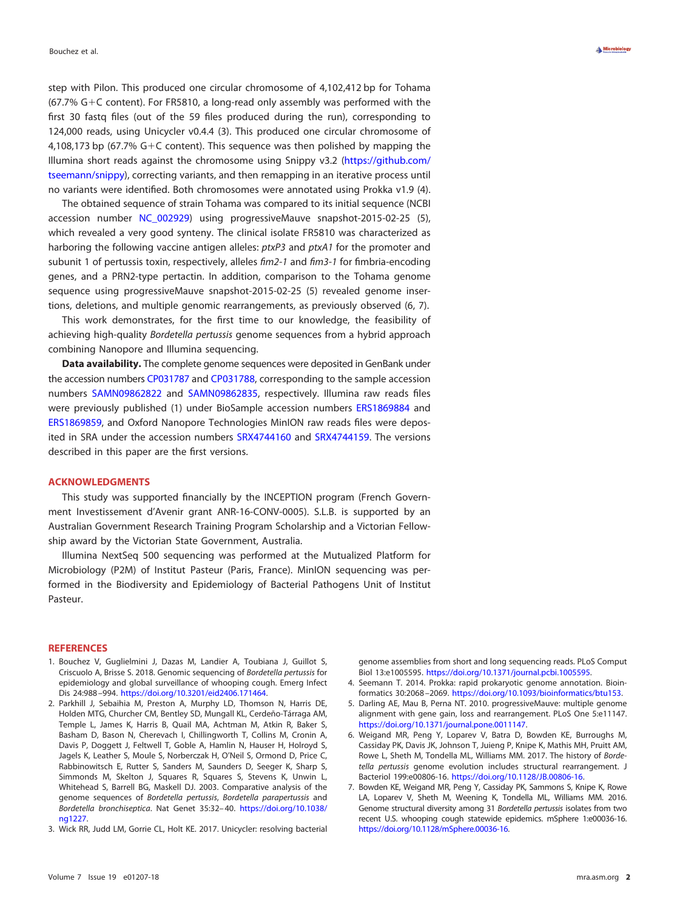step with Pilon. This produced one circular chromosome of 4,102,412 bp for Tohama (67.7% G+C content). For FR5810, a long-read only assembly was performed with the first 30 fastq files (out of the 59 files produced during the run), corresponding to 124,000 reads, using Unicycler v0.4.4 (3). This produced one circular chromosome of 4,108,173 bp (67.7% G+C content). This sequence was then polished by mapping the Illumina short reads against the chromosome using Snippy v3.2 (https://github.com/tseemann/snippy), correcting variants, and then remapping in an iterative process until no variants were identified. Both chromosomes were annotated using Prokka v1.9 (4).

The obtained sequence of strain Tohama was compared to its initial sequence (NCBI accession number NC_002929) using progressiveMauve snapshot-2015-02-25 (5), which revealed a very good synteny. The clinical isolate FR5810 was characterized as harboring the following vaccine antigen alleles: *ptxP3* and *ptxA1* for the promoter and subunit 1 of pertussis toxin, respectively, alleles *fim2-1* and *fim3-1* for fimbria-encoding genes, and a PRN2-type pertactin. In addition, comparison to the Tohama genome sequence using progressiveMauve snapshot-2015-02-25 (5) revealed genome insertions, deletions, and multiple genomic rearrangements, as previously observed (6, 7).

This work demonstrates, for the first time to our knowledge, the feasibility of achieving high-quality *Bordetella pertussis* genome sequences from a hybrid approach combining Nanopore and Illumina sequencing.

**Data availability.** The complete genome sequences were deposited in GenBank under the accession numbers CP031787 and CP031788, corresponding to the sample accession numbers SAMN09862822 and SAMN09862835, respectively. Illumina raw reads files were previously published (1) under BioSample accession numbers ERS1869884 and ERS1869859, and Oxford Nanopore Technologies MinION raw reads files were deposited in SRA under the accession numbers SRX4744160 and SRX4744159. The versions described in this paper are the first versions.

## ACKNOWLEDGMENTS

This study was supported financially by the INCEPTION program (French Government Investissement d'Avenir grant ANR-16-CONV-0005). S.L.B. is supported by an Australian Government Research Training Program Scholarship and a Victorian Fellowship award by the Victorian State Government, Australia.

Illumina NextSeq 500 sequencing was performed at the Mutualized Platform for Microbiology (P2M) of Institut Pasteur (Paris, France). MinION sequencing was performed in the Biodiversity and Epidemiology of Bacterial Pathogens Unit of Institut Pasteur.

## REFERENCES

1. Bouchez V, Guglielmini J, Dazas M, Landier A, Toubiana J, Guillot S, Criscuolo A, Brisse S. 2018. Genomic sequencing of *Bordetella pertussis* for epidemiology and global surveillance of whooping cough. Emerg Infect Dis 24:988–994. https://doi.org/10.3201/eid2406.171464.
2. Parkhill J, Sebaihia M, Preston A, Murphy LD, Thomson N, Harris DE, Holden MTG, Churcher CM, Bentley SD, Mungall KL, Cerdeño-Tárraga AM, Temple L, James K, Harris B, Quail MA, Achtman M, Atkin R, Baker S, Basham D, Bason N, Cherevach I, Chillingworth T, Collins M, Cronin A, Davis P, Doggett J, Feltwell T, Goble A, Hamlin N, Hauser H, Holroyd S, Jagels K, Leather S, Moule S, Norberczak H, O'Neil S, Ormond D, Price C, Rabbinowitsch E, Rutter S, Sanders M, Saunders D, Seeger K, Sharp S, Simmonds M, Skelton J, Squares R, Squares S, Stevens K, Unwin L, Whitehead S, Barrell BG, Maskell DJ. 2003. Comparative analysis of the genome sequences of *Bordetella pertussis*, *Bordetella parapertussis* and *Bordetella bronchiseptica*. Nat Genet 35:32–40. https://doi.org/10.1038/ng1227.
3. Wick RR, Judd LM, Gorrie CL, Holt KE. 2017. Unicycler: resolving bacterial genome assemblies from short and long sequencing reads. PLoS Comput Biol 13:e1005595. https://doi.org/10.1371/journal.pcbi.1005595.
4. Seemann T. 2014. Prokka: rapid prokaryotic genome annotation. Bioinformatics 30:2068–2069. https://doi.org/10.1093/bioinformatics/btu153.
5. Darling AE, Mau B, Perna NT. 2010. progressiveMauve: multiple genome alignment with gene gain, loss and rearrangement. PLoS One 5:e11147. https://doi.org/10.1371/journal.pone.0011147.
6. Weigand MR, Peng Y, Loparev V, Batra D, Bowden KE, Burroughs M, Cassiday PK, Davis JK, Johnson T, Juieng P, Knipe K, Mathis MH, Pruitt AM, Rowe L, Sheth M, Tondella ML, Williams MM. 2017. The history of *Bordetella pertussis* genome evolution includes structural rearrangement. J Bacteriol 199:e00806-16. https://doi.org/10.1128/JB.00806-16.
7. Bowden KE, Weigand MR, Peng Y, Cassiday PK, Sammons S, Knipe K, Rowe LA, Loparev V, Sheth M, Weening K, Tondella ML, Williams MM. 2016. Genome structural diversity among 31 *Bordetella pertussis* isolates from two recent U.S. whooping cough statewide epidemics. mSphere 1:e00036-16. https://doi.org/10.1128/mSphere.00036-16.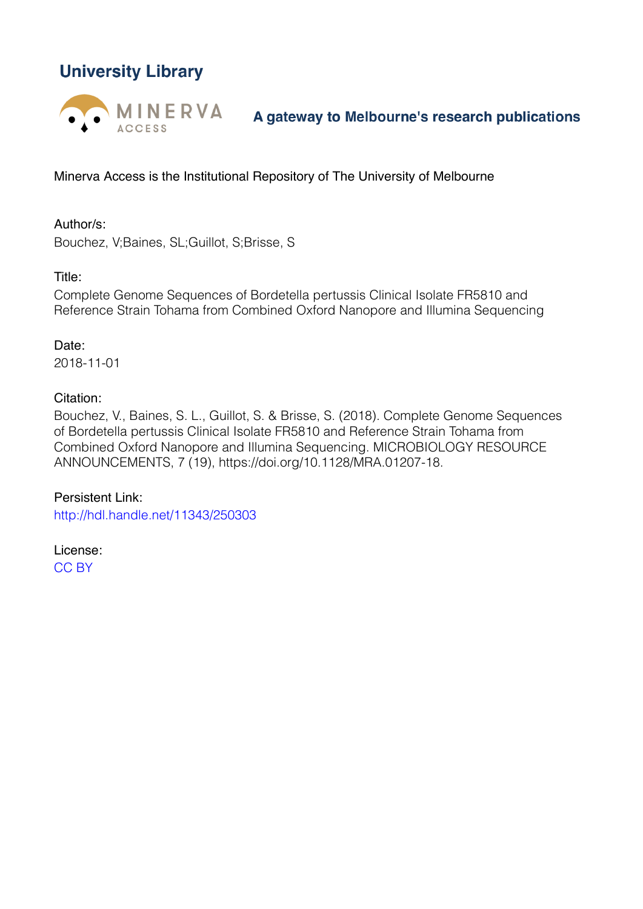# University Library

MINERVA ACCESS

A gateway to Melbourne's research publications

Minerva Access is the Institutional Repository of The University of Melbourne

**Author/s:**
Bouchez, V;Baines, SL;Guillot, S;Brisse, S

**Title:**
Complete Genome Sequences of Bordetella pertussis Clinical Isolate FR5810 and Reference Strain Tohama from Combined Oxford Nanopore and Illumina Sequencing

**Date:**
2018-11-01

**Citation:**
Bouchez, V., Baines, S. L., Guillot, S. & Brisse, S. (2018). Complete Genome Sequences of Bordetella pertussis Clinical Isolate FR5810 and Reference Strain Tohama from Combined Oxford Nanopore and Illumina Sequencing. MICROBIOLOGY RESOURCE ANNOUNCEMENTS, 7 (19), https://doi.org/10.1128/MRA.01207-18.

**Persistent Link:**
http://hdl.handle.net/11343/250303

**License:**
CC BY